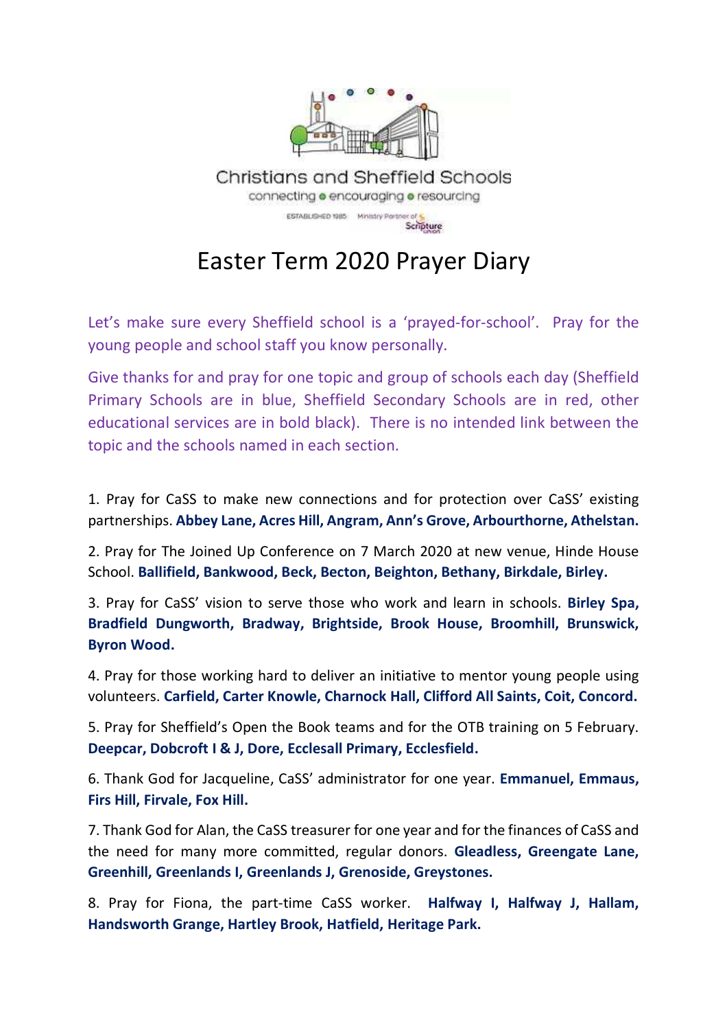Christians and Sheffield Schools

connecting • encouraging • resourcing

ESTABLISHED 1985 Ministry Partner of Scripture Union

# Easter Term 2020 Prayer Diary

Let's make sure every Sheffield school is a 'prayed-for-school'. Pray for the young people and school staff you know personally.

Give thanks for and pray for one topic and group of schools each day (Sheffield Primary Schools are in blue, Sheffield Secondary Schools are in red, other educational services are in bold black). There is no intended link between the topic and the schools named in each section.

1. Pray for CaSS to make new connections and for protection over CaSS' existing partnerships. **Abbey Lane, Acres Hill, Angram, Ann's Grove, Arbourthorne, Athelstan.**

2. Pray for The Joined Up Conference on 7 March 2020 at new venue, Hinde House School. **Ballifield, Bankwood, Beck, Becton, Beighton, Bethany, Birkdale, Birley.**

3. Pray for CaSS' vision to serve those who work and learn in schools. **Birley Spa, Bradfield Dungworth, Bradway, Brightside, Brook House, Broomhill, Brunswick, Byron Wood.**

4. Pray for those working hard to deliver an initiative to mentor young people using volunteers. **Carfield, Carter Knowle, Charnock Hall, Clifford All Saints, Coit, Concord.**

5. Pray for Sheffield's Open the Book teams and for the OTB training on 5 February. **Deepcar, Dobcroft I & J, Dore, Ecclesall Primary, Ecclesfield.**

6. Thank God for Jacqueline, CaSS' administrator for one year. **Emmanuel, Emmaus, Firs Hill, Firvale, Fox Hill.**

7. Thank God for Alan, the CaSS treasurer for one year and for the finances of CaSS and the need for many more committed, regular donors. **Gleadless, Greengate Lane, Greenhill, Greenlands I, Greenlands J, Grenoside, Greystones.**

8. Pray for Fiona, the part-time CaSS worker. **Halfway I, Halfway J, Hallam, Handsworth Grange, Hartley Brook, Hatfield, Heritage Park.**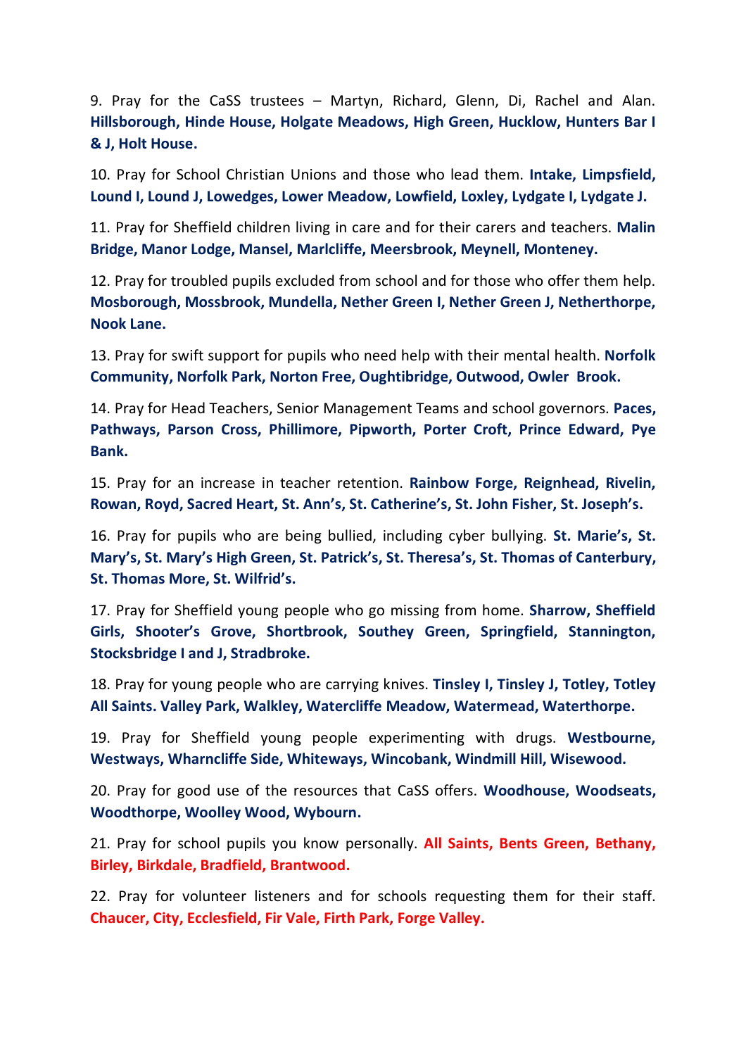9. Pray for the CaSS trustees – Martyn, Richard, Glenn, Di, Rachel and Alan. **Hillsborough, Hinde House, Holgate Meadows, High Green, Hucklow, Hunters Bar I & J, Holt House.**

10. Pray for School Christian Unions and those who lead them. **Intake, Limpsfield, Lound I, Lound J, Lowedges, Lower Meadow, Lowfield, Loxley, Lydgate I, Lydgate J.**

11. Pray for Sheffield children living in care and for their carers and teachers. **Malin Bridge, Manor Lodge, Mansel, Marlcliffe, Meersbrook, Meynell, Monteney.**

12. Pray for troubled pupils excluded from school and for those who offer them help. **Mosborough, Mossbrook, Mundella, Nether Green I, Nether Green J, Netherthorpe, Nook Lane.**

13. Pray for swift support for pupils who need help with their mental health. **Norfolk Community, Norfolk Park, Norton Free, Oughtibridge, Outwood, Owler Brook.**

14. Pray for Head Teachers, Senior Management Teams and school governors. **Paces, Pathways, Parson Cross, Phillimore, Pipworth, Porter Croft, Prince Edward, Pye Bank.**

15. Pray for an increase in teacher retention. **Rainbow Forge, Reignhead, Rivelin, Rowan, Royd, Sacred Heart, St. Ann's, St. Catherine's, St. John Fisher, St. Joseph's.**

16. Pray for pupils who are being bullied, including cyber bullying. **St. Marie's, St. Mary's, St. Mary's High Green, St. Patrick's, St. Theresa's, St. Thomas of Canterbury, St. Thomas More, St. Wilfrid's.**

17. Pray for Sheffield young people who go missing from home. **Sharrow, Sheffield Girls, Shooter's Grove, Shortbrook, Southey Green, Springfield, Stannington, Stocksbridge I and J, Stradbroke.**

18. Pray for young people who are carrying knives. **Tinsley I, Tinsley J, Totley, Totley All Saints. Valley Park, Walkley, Watercliffe Meadow, Watermead, Waterthorpe.**

19. Pray for Sheffield young people experimenting with drugs. **Westbourne, Westways, Wharncliffe Side, Whiteways, Wincobank, Windmill Hill, Wisewood.**

20. Pray for good use of the resources that CaSS offers. **Woodhouse, Woodseats, Woodthorpe, Woolley Wood, Wybourn.**

21. Pray for school pupils you know personally. **All Saints, Bents Green, Bethany, Birley, Birkdale, Bradfield, Brantwood.**

22. Pray for volunteer listeners and for schools requesting them for their staff. **Chaucer, City, Ecclesfield, Fir Vale, Firth Park, Forge Valley.**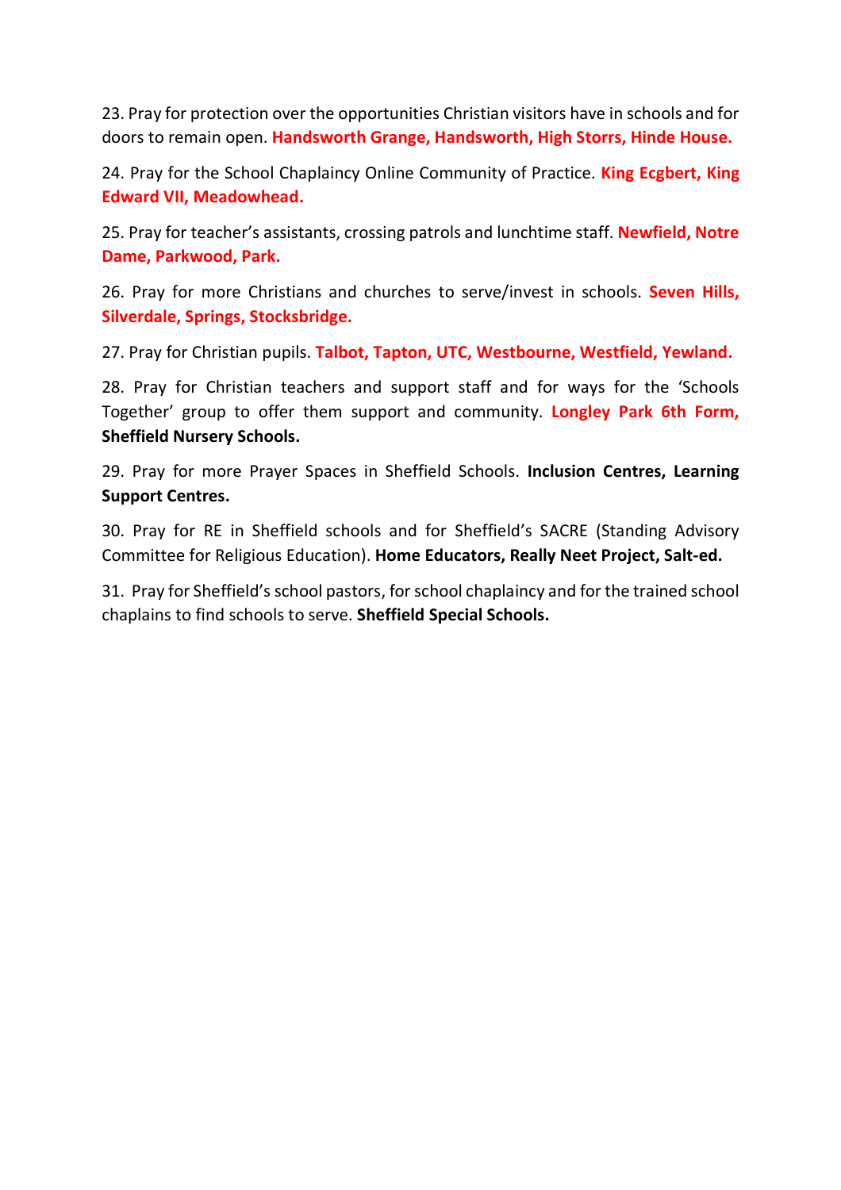23. Pray for protection over the opportunities Christian visitors have in schools and for doors to remain open. **Handsworth Grange, Handsworth, High Storrs, Hinde House.**

24. Pray for the School Chaplaincy Online Community of Practice. **King Ecgbert, King Edward VII, Meadowhead.**

25. Pray for teacher's assistants, crossing patrols and lunchtime staff. **Newfield, Notre Dame, Parkwood, Park.**

26. Pray for more Christians and churches to serve/invest in schools. **Seven Hills, Silverdale, Springs, Stocksbridge.**

27. Pray for Christian pupils. **Talbot, Tapton, UTC, Westbourne, Westfield, Yewland.**

28. Pray for Christian teachers and support staff and for ways for the 'Schools Together' group to offer them support and community. **Longley Park 6th Form, Sheffield Nursery Schools.**

29. Pray for more Prayer Spaces in Sheffield Schools. **Inclusion Centres, Learning Support Centres.**

30. Pray for RE in Sheffield schools and for Sheffield's SACRE (Standing Advisory Committee for Religious Education). **Home Educators, Really Neet Project, Salt-ed.**

31. Pray for Sheffield's school pastors, for school chaplaincy and for the trained school chaplains to find schools to serve. **Sheffield Special Schools.**